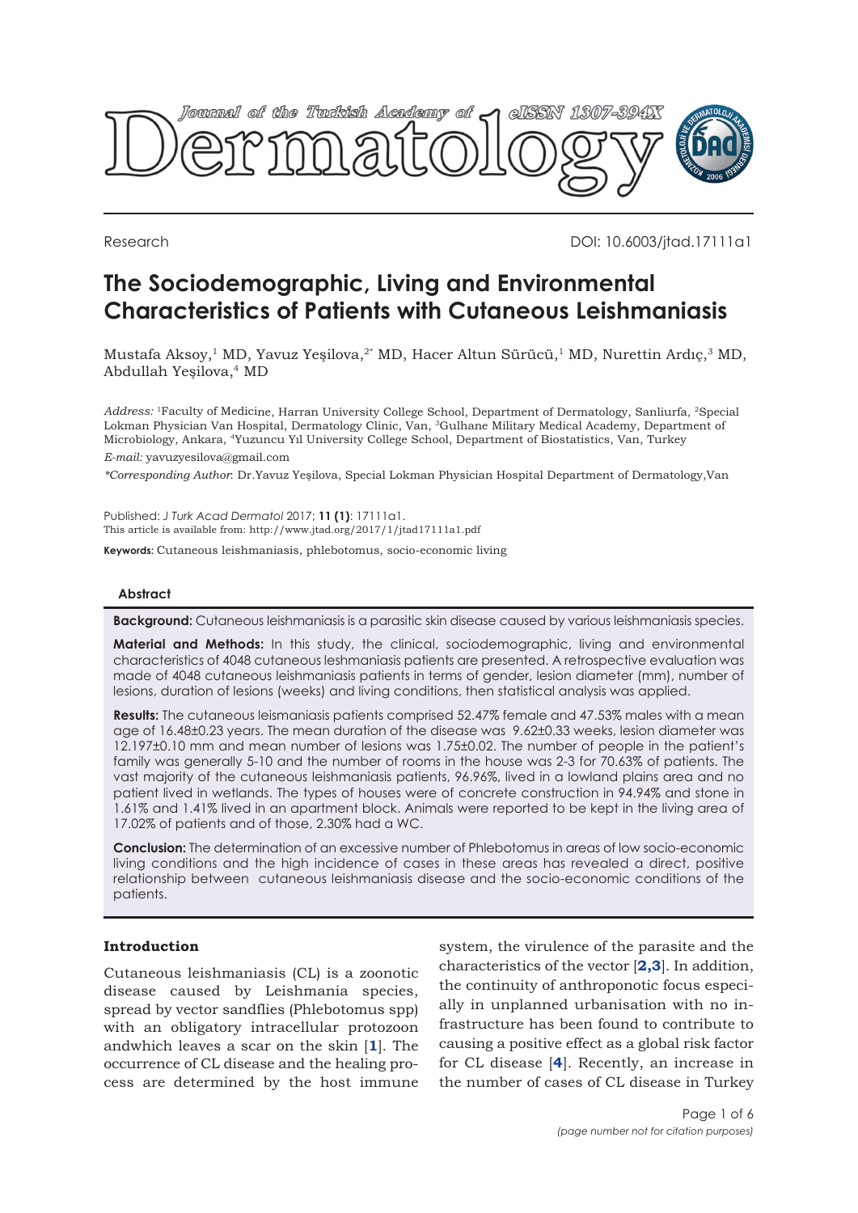Research

DOI: 10.6003/jtad.17111a1

# The Sociodemographic, Living and Environmental Characteristics of Patients with Cutaneous Leishmaniasis

Mustafa Aksoy,[1] MD, Yavuz Yeşilova,[2*] MD, Hacer Altun Sürücü,[1] MD, Nurettin Ardıç,[3] MD, Abdullah Yeşilova,[4] MD

*Address:* [1]Faculty of Medicine, Harran University College School, Department of Dermatology, Sanliurfa, [2]Special Lokman Physician Van Hospital, Dermatology Clinic, Van, [3]Gulhane Military Medical Academy, Department of Microbiology, Ankara, [4]Yuzuncu Yıl University College School, Department of Biostatistics, Van, Turkey

*E-mail:* yavuzyesilova@gmail.com

*\*Corresponding Author*: Dr.Yavuz Yeşilova, Special Lokman Physician Hospital Department of Dermatology,Van

Published: *J Turk Acad Dermatol* 2017; **11 (1)**: 17111a1.
This article is available from: http://www.jtad.org/2017/1/jtad17111a1.pdf

**Keywords:** Cutaneous leishmaniasis, phlebotomus, socio-economic living

### Abstract

**Background:** Cutaneous leishmaniasis is a parasitic skin disease caused by various leishmaniasis species.

**Material and Methods:** In this study, the clinical, sociodemographic, living and environmental characteristics of 4048 cutaneous leshmaniasis patients are presented. A retrospective evaluation was made of 4048 cutaneous leishmaniasis patients in terms of gender, lesion diameter (mm), number of lesions, duration of lesions (weeks) and living conditions, then statistical analysis was applied.

**Results:** The cutaneous leismaniasis patients comprised 52.47% female and 47.53% males with a mean age of 16.48±0.23 years. The mean duration of the disease was 9.62±0.33 weeks, lesion diameter was 12.197±0.10 mm and mean number of lesions was 1.75±0.02. The number of people in the patient's family was generally 5-10 and the number of rooms in the house was 2-3 for 70.63% of patients. The vast majority of the cutaneous leishmaniasis patients, 96.96%, lived in a lowland plains area and no patient lived in wetlands. The types of houses were of concrete construction in 94.94% and stone in 1.61% and 1.41% lived in an apartment block. Animals were reported to be kept in the living area of 17.02% of patients and of those, 2.30% had a WC.

**Conclusion:** The determination of an excessive number of Phlebotomus in areas of low socio-economic living conditions and the high incidence of cases in these areas has revealed a direct, positive relationship between cutaneous leishmaniasis disease and the socio-economic conditions of the patients.

## Introduction

Cutaneous leishmaniasis (CL) is a zoonotic disease caused by Leishmania species, spread by vector sandflies (Phlebotomus spp) with an obligatory intracellular protozoon andwhich leaves a scar on the skin [**1**]. The occurrence of CL disease and the healing process are determined by the host immune system, the virulence of the parasite and the characteristics of the vector [**2,3**]. In addition, the continuity of anthroponotic focus especially in unplanned urbanisation with no infrastructure has been found to contribute to causing a positive effect as a global risk factor for CL disease [**4**]. Recently, an increase in the number of cases of CL disease in Turkey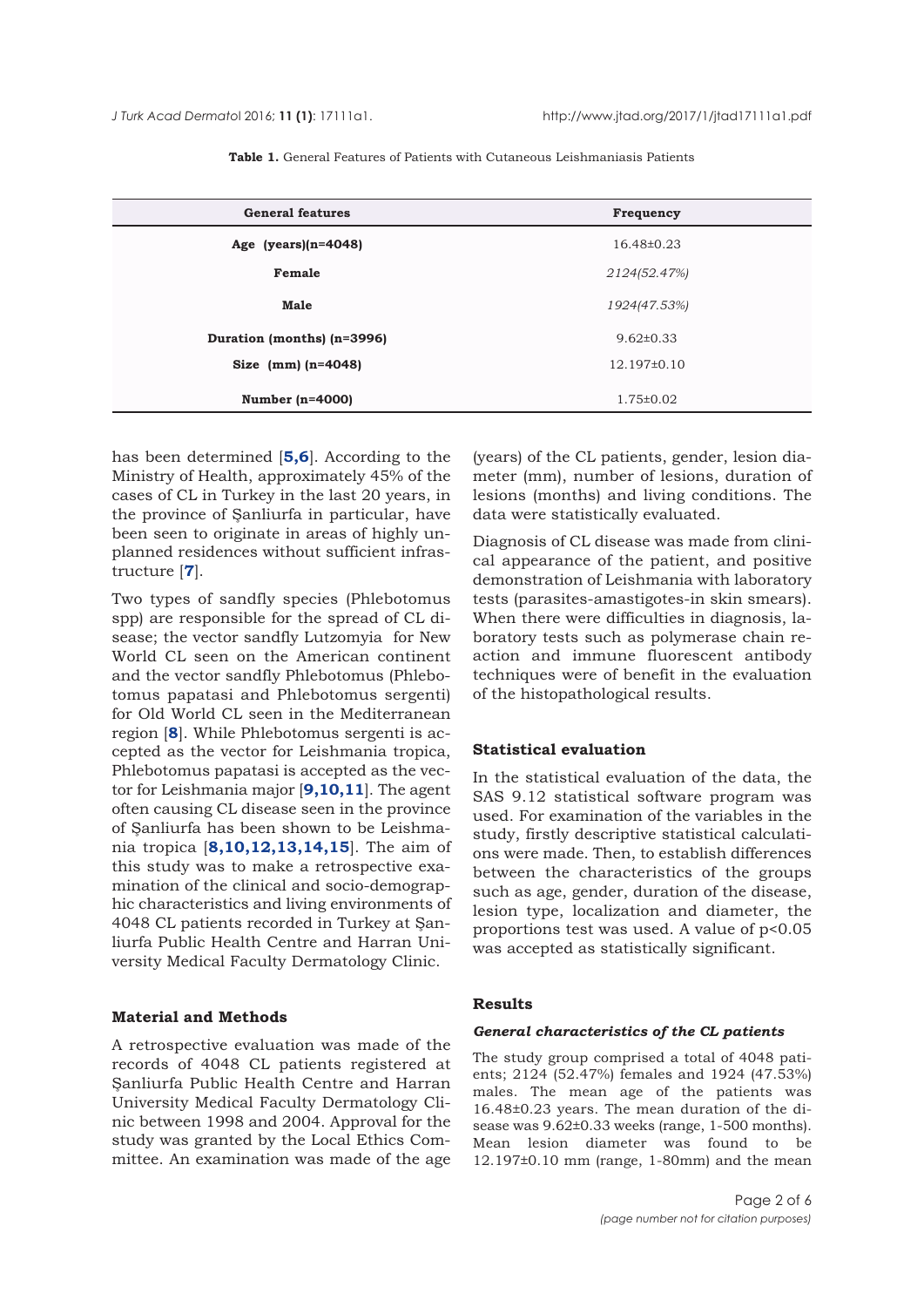**Table 1.** General Features of Patients with Cutaneous Leishmaniasis Patients

| General features | Frequency |
|---|---|
| **Age (years)(n=4048)** | 16.48±0.23 |
| **Female** | *2124(52.47%)* |
| **Male** | *1924(47.53%)* |
| **Duration (months) (n=3996)** | 9.62±0.33 |
| **Size (mm) (n=4048)** | 12.197±0.10 |
| **Number (n=4000)** | 1.75±0.02 |

has been determined [**5,6**]. According to the Ministry of Health, approximately 45% of the cases of CL in Turkey in the last 20 years, in the province of Şanliurfa in particular, have been seen to originate in areas of highly unplanned residences without sufficient infrastructure [**7**].

Two types of sandfly species (Phlebotomus spp) are responsible for the spread of CL disease; the vector sandfly Lutzomyia for New World CL seen on the American continent and the vector sandfly Phlebotomus (Phlebotomus papatasi and Phlebotomus sergenti) for Old World CL seen in the Mediterranean region [**8**]. While Phlebotomus sergenti is accepted as the vector for Leishmania tropica, Phlebotomus papatasi is accepted as the vector for Leishmania major [**9,10,11**]. The agent often causing CL disease seen in the province of Şanliurfa has been shown to be Leishmania tropica [**8,10,12,13,14,15**]. The aim of this study was to make a retrospective examination of the clinical and socio-demographic characteristics and living environments of 4048 CL patients recorded in Turkey at Şanliurfa Public Health Centre and Harran University Medical Faculty Dermatology Clinic.

## Material and Methods

A retrospective evaluation was made of the records of 4048 CL patients registered at Şanliurfa Public Health Centre and Harran University Medical Faculty Dermatology Clinic between 1998 and 2004. Approval for the study was granted by the Local Ethics Committee. An examination was made of the age (years) of the CL patients, gender, lesion diameter (mm), number of lesions, duration of lesions (months) and living conditions. The data were statistically evaluated.

Diagnosis of CL disease was made from clinical appearance of the patient, and positive demonstration of Leishmania with laboratory tests (parasites-amastigotes-in skin smears). When there were difficulties in diagnosis, laboratory tests such as polymerase chain reaction and immune fluorescent antibody techniques were of benefit in the evaluation of the histopathological results.

## Statistical evaluation

In the statistical evaluation of the data, the SAS 9.12 statistical software program was used. For examination of the variables in the study, firstly descriptive statistical calculations were made. Then, to establish differences between the characteristics of the groups such as age, gender, duration of the disease, lesion type, localization and diameter, the proportions test was used. A value of $p<0.05$ was accepted as statistically significant.

## Results

### *General characteristics of the CL patients*

The study group comprised a total of 4048 patients; 2124 (52.47%) females and 1924 (47.53%) males. The mean age of the patients was 16.48±0.23 years. The mean duration of the disease was 9.62±0.33 weeks (range, 1-500 months). Mean lesion diameter was found to be 12.197±0.10 mm (range, 1-80mm) and the mean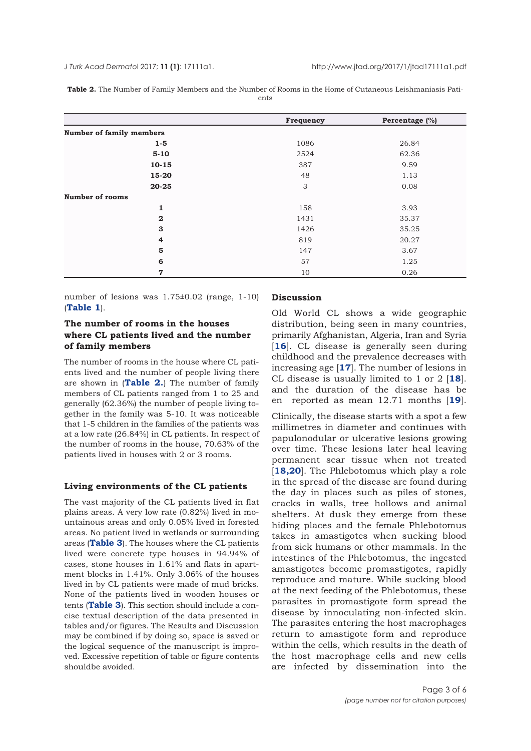**Table 2.** The Number of Family Members and the Number of Rooms in the Home of Cutaneous Leishmaniasis Patients

| | Frequency | Percentage (%) |
|---|---|---|
| **Number of family members** | | |
| **1-5** | 1086 | 26.84 |
| **5-10** | 2524 | 62.36 |
| **10-15** | 387 | 9.59 |
| **15-20** | 48 | 1.13 |
| **20-25** | 3 | 0.08 |
| **Number of rooms** | | |
| **1** | 158 | 3.93 |
| **2** | 1431 | 35.37 |
| **3** | 1426 | 35.25 |
| **4** | 819 | 20.27 |
| **5** | 147 | 3.67 |
| **6** | 57 | 1.25 |
| **7** | 10 | 0.26 |

number of lesions was 1.75±0.02 (range, 1-10) (**Table 1**).

### The number of rooms in the houses where CL patients lived and the number of family members

The number of rooms in the house where CL patients lived and the number of people living there are shown in (**Table 2.**) The number of family members of CL patients ranged from 1 to 25 and generally (62.36%) the number of people living together in the family was 5-10. It was noticeable that 1-5 children in the families of the patients was at a low rate (26.84%) in CL patients. In respect of the number of rooms in the house, 70.63% of the patients lived in houses with 2 or 3 rooms.

### Living environments of the CL patients

The vast majority of the CL patients lived in flat plains areas. A very low rate (0.82%) lived in mountainous areas and only 0.05% lived in forested areas. No patient lived in wetlands or surrounding areas (**Table 3**). The houses where the CL patients lived were concrete type houses in 94.94% of cases, stone houses in 1.61% and flats in apartment blocks in 1.41%. Only 3.06% of the houses lived in by CL patients were made of mud bricks. None of the patients lived in wooden houses or tents (**Table 3**). This section should include a concise textual description of the data presented in tables and/or figures. The Results and Discussion may be combined if by doing so, space is saved or the logical sequence of the manuscript is improved. Excessive repetition of table or figure contents shouldbe avoided.

## Discussion

Old World CL shows a wide geographic distribution, being seen in many countries, primarily Afghanistan, Algeria, Iran and Syria [**16**]. CL disease is generally seen during childhood and the prevalence decreases with increasing age [**17**]. The number of lesions in CL disease is usually limited to 1 or 2 [**18**]. and the duration of the disease has be en reported as mean 12.71 months [**19**].

Clinically, the disease starts with a spot a few millimetres in diameter and continues with papulonodular or ulcerative lesions growing over time. These lesions later heal leaving permanent scar tissue when not treated [**18,20**]. The Phlebotomus which play a role in the spread of the disease are found during the day in places such as piles of stones, cracks in walls, tree hollows and animal shelters. At dusk they emerge from these hiding places and the female Phlebotomus takes in amastigotes when sucking blood from sick humans or other mammals. In the intestines of the Phlebotomus, the ingested amastigotes become promastigotes, rapidly reproduce and mature. While sucking blood at the next feeding of the Phlebotomus, these parasites in promastigote form spread the disease by innoculating non-infected skin. The parasites entering the host macrophages return to amastigote form and reproduce within the cells, which results in the death of the host macrophage cells and new cells are infected by dissemination into the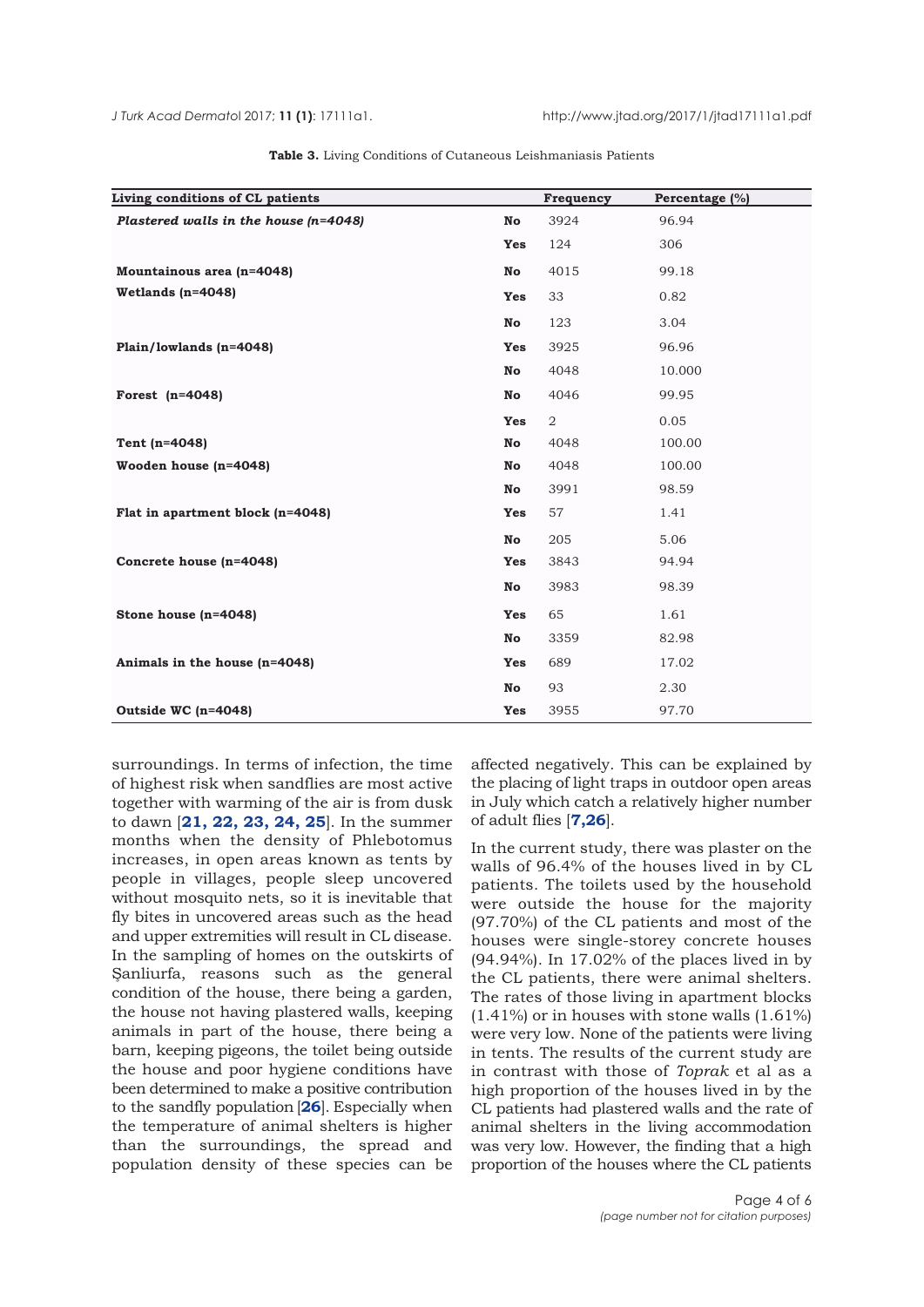**Table 3.** Living Conditions of Cutaneous Leishmaniasis Patients

| Living conditions of CL patients | | Frequency | Percentage (%) |
|---|---|---|---|
| ***Plastered walls in the house (n=4048)*** | **No** | 3924 | 96.94 |
| | **Yes** | 124 | 306 |
| **Mountainous area (n=4048)** | **No** | 4015 | 99.18 |
| **Wetlands (n=4048)** | **Yes** | 33 | 0.82 |
| | **No** | 123 | 3.04 |
| **Plain/lowlands (n=4048)** | **Yes** | 3925 | 96.96 |
| | **No** | 4048 | 10.000 |
| **Forest (n=4048)** | **No** | 4046 | 99.95 |
| | **Yes** | 2 | 0.05 |
| **Tent (n=4048)** | **No** | 4048 | 100.00 |
| **Wooden house (n=4048)** | **No** | 4048 | 100.00 |
| | **No** | 3991 | 98.59 |
| **Flat in apartment block (n=4048)** | **Yes** | 57 | 1.41 |
| | **No** | 205 | 5.06 |
| **Concrete house (n=4048)** | **Yes** | 3843 | 94.94 |
| | **No** | 3983 | 98.39 |
| **Stone house (n=4048)** | **Yes** | 65 | 1.61 |
| | **No** | 3359 | 82.98 |
| **Animals in the house (n=4048)** | **Yes** | 689 | 17.02 |
| | **No** | 93 | 2.30 |
| **Outside WC (n=4048)** | **Yes** | 3955 | 97.70 |

surroundings. In terms of infection, the time of highest risk when sandflies are most active together with warming of the air is from dusk to dawn [**21, 22, 23, 24, 25**]. In the summer months when the density of Phlebotomus increases, in open areas known as tents by people in villages, people sleep uncovered without mosquito nets, so it is inevitable that fly bites in uncovered areas such as the head and upper extremities will result in CL disease. In the sampling of homes on the outskirts of Şanliurfa, reasons such as the general condition of the house, there being a garden, the house not having plastered walls, keeping animals in part of the house, there being a barn, keeping pigeons, the toilet being outside the house and poor hygiene conditions have been determined to make a positive contribution to the sandfly population [**26**]. Especially when the temperature of animal shelters is higher than the surroundings, the spread and population density of these species can be affected negatively. This can be explained by the placing of light traps in outdoor open areas in July which catch a relatively higher number of adult flies [**7,26**].

In the current study, there was plaster on the walls of 96.4% of the houses lived in by CL patients. The toilets used by the household were outside the house for the majority (97.70%) of the CL patients and most of the houses were single-storey concrete houses (94.94%). In 17.02% of the places lived in by the CL patients, there were animal shelters. The rates of those living in apartment blocks (1.41%) or in houses with stone walls (1.61%) were very low. None of the patients were living in tents. The results of the current study are in contrast with those of *Toprak* et al as a high proportion of the houses lived in by the CL patients had plastered walls and the rate of animal shelters in the living accommodation was very low. However, the finding that a high proportion of the houses where the CL patients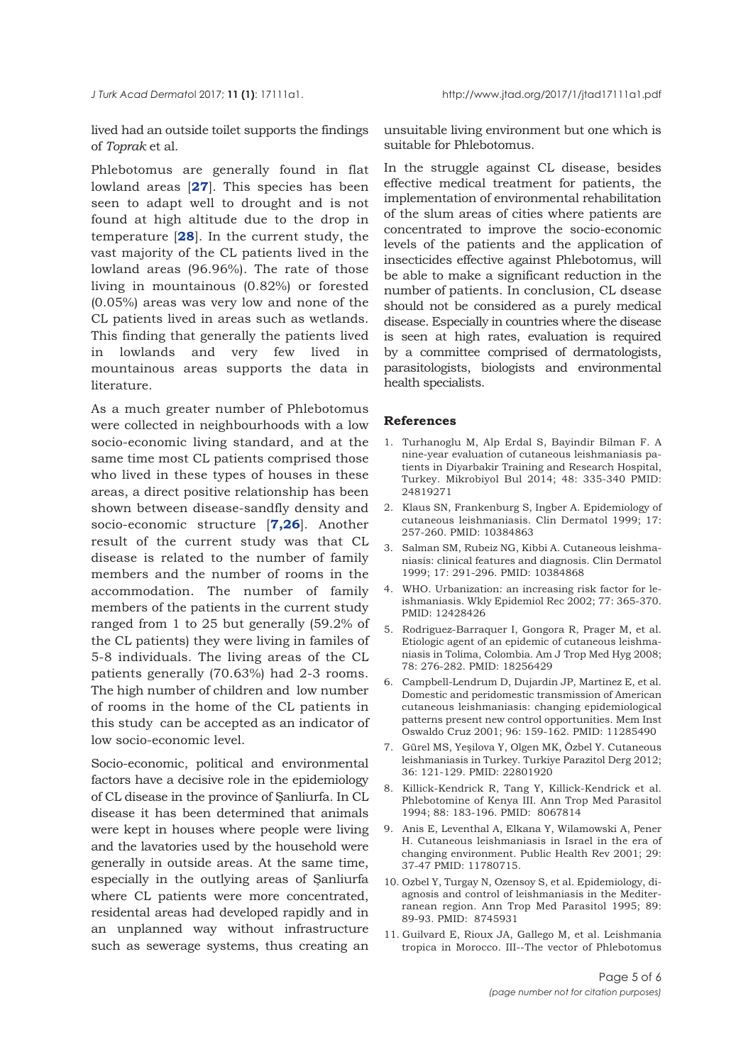lived had an outside toilet supports the findings of *Toprak* et al.

Phlebotomus are generally found in flat lowland areas [**27**]. This species has been seen to adapt well to drought and is not found at high altitude due to the drop in temperature [**28**]. In the current study, the vast majority of the CL patients lived in the lowland areas (96.96%). The rate of those living in mountainous (0.82%) or forested (0.05%) areas was very low and none of the CL patients lived in areas such as wetlands. This finding that generally the patients lived in lowlands and very few lived in mountainous areas supports the data in literature.

As a much greater number of Phlebotomus were collected in neighbourhoods with a low socio-economic living standard, and at the same time most CL patients comprised those who lived in these types of houses in these areas, a direct positive relationship has been shown between disease-sandfly density and socio-economic structure [**7,26**]. Another result of the current study was that CL disease is related to the number of family members and the number of rooms in the accommodation. The number of family members of the patients in the current study ranged from 1 to 25 but generally (59.2% of the CL patients) they were living in familes of 5-8 individuals. The living areas of the CL patients generally (70.63%) had 2-3 rooms. The high number of children and low number of rooms in the home of the CL patients in this study can be accepted as an indicator of low socio-economic level.

Socio-economic, political and environmental factors have a decisive role in the epidemiology of CL disease in the province of Şanliurfa. In CL disease it has been determined that animals were kept in houses where people were living and the lavatories used by the household were generally in outside areas. At the same time, especially in the outlying areas of Şanliurfa where CL patients were more concentrated, residental areas had developed rapidly and in an unplanned way without infrastructure such as sewerage systems, thus creating an unsuitable living environment but one which is suitable for Phlebotomus.

In the struggle against CL disease, besides effective medical treatment for patients, the implementation of environmental rehabilitation of the slum areas of cities where patients are concentrated to improve the socio-economic levels of the patients and the application of insecticides effective against Phlebotomus, will be able to make a significant reduction in the number of patients. In conclusion, CL dsease should not be considered as a purely medical disease. Especially in countries where the disease is seen at high rates, evaluation is required by a committee comprised of dermatologists, parasitologists, biologists and environmental health specialists.

## References

1. Turhanoglu M, Alp Erdal S, Bayindir Bilman F. A nine-year evaluation of cutaneous leishmaniasis patients in Diyarbakir Training and Research Hospital, Turkey. Mikrobiyol Bul 2014; 48: 335-340 PMID: 24819271
2. Klaus SN, Frankenburg S, Ingber A. Epidemiology of cutaneous leishmaniasis. Clin Dermatol 1999; 17: 257-260. PMID: 10384863
3. Salman SM, Rubeiz NG, Kibbi A. Cutaneous leishmaniasis: clinical features and diagnosis. Clin Dermatol 1999; 17: 291-296. PMID: 10384868
4. WHO. Urbanization: an increasing risk factor for leishmaniasis. Wkly Epidemiol Rec 2002; 77: 365-370. PMID: 12428426
5. Rodriguez-Barraquer I, Gongora R, Prager M, et al. Etiologic agent of an epidemic of cutaneous leishmaniasis in Tolima, Colombia. Am J Trop Med Hyg 2008; 78: 276-282. PMID: 18256429
6. Campbell-Lendrum D, Dujardin JP, Martinez E, et al. Domestic and peridomestic transmission of American cutaneous leishmaniasis: changing epidemiological patterns present new control opportunities. Mem Inst Oswaldo Cruz 2001; 96: 159-162. PMID: 11285490
7. Gürel MS, Yeşilova Y, Olgen MK, Özbel Y. Cutaneous leishmaniasis in Turkey. Turkiye Parazitol Derg 2012; 36: 121-129. PMID: 22801920
8. Killick-Kendrick R, Tang Y, Killick-Kendrick et al. Phlebotomine of Kenya III. Ann Trop Med Parasitol 1994; 88: 183-196. PMID: 8067814
9. Anis E, Leventhal A, Elkana Y, Wilamowski A, Pener H. Cutaneous leishmaniasis in Israel in the era of changing environment. Public Health Rev 2001; 29: 37-47 PMID: 11780715.
10. Ozbel Y, Turgay N, Ozensoy S, et al. Epidemiology, diagnosis and control of leishmaniasis in the Mediterranean region. Ann Trop Med Parasitol 1995; 89: 89-93. PMID: 8745931
11. Guilvard E, Rioux JA, Gallego M, et al. Leishmania tropica in Morocco. III--The vector of Phlebotomus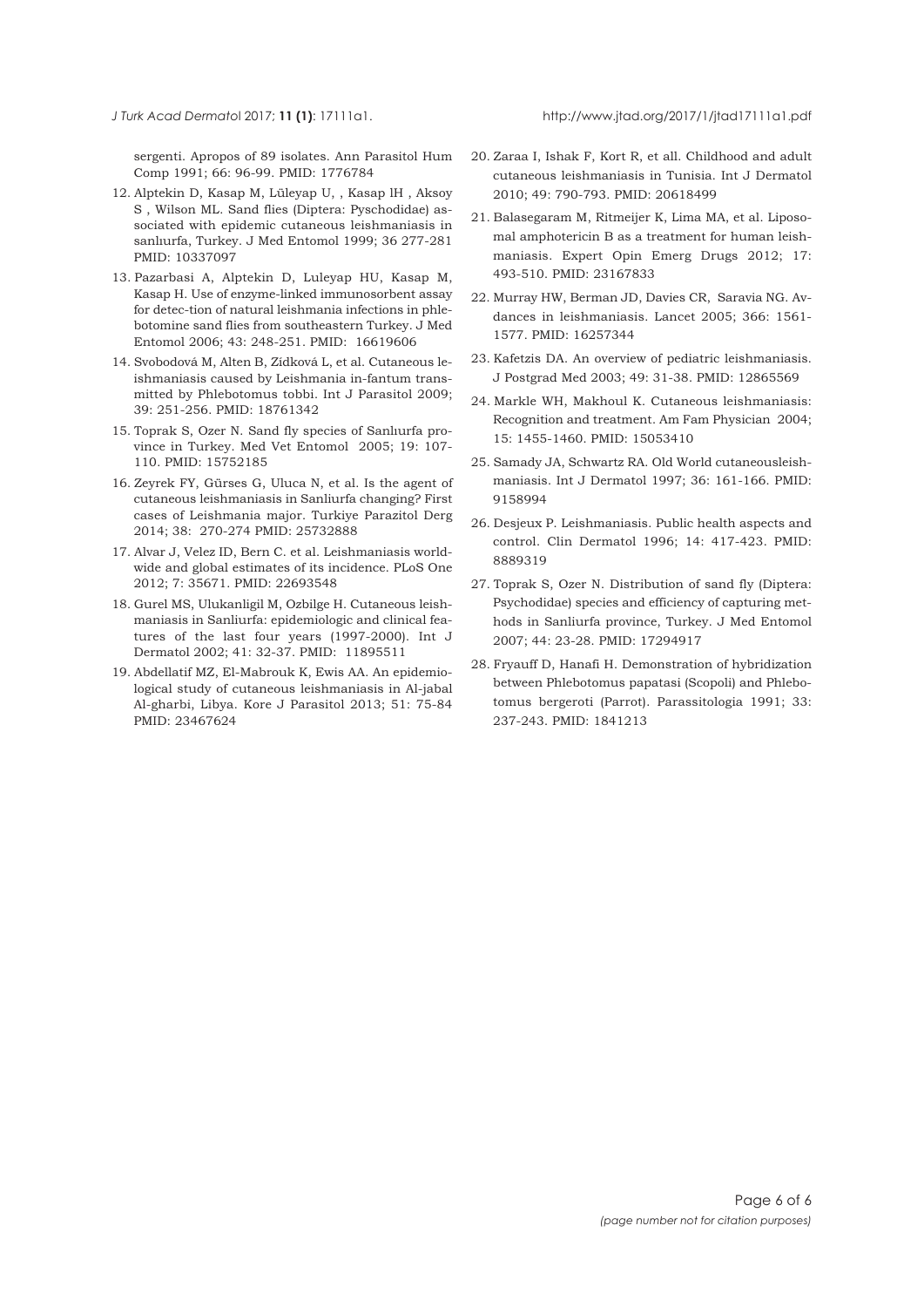sergenti. Apropos of 89 isolates. Ann Parasitol Hum Comp 1991; 66: 96-99. PMID: 1776784

12. Alptekin D, Kasap M, Lüleyap U, , Kasap lH , Aksoy S , Wilson ML. Sand flies (Diptera: Pyschodidae) associated with epidemic cutaneous leishmaniasis in sanlıurfa, Turkey. J Med Entomol 1999; 36 277-281 PMID: 10337097
13. Pazarbasi A, Alptekin D, Luleyap HU, Kasap M, Kasap H. Use of enzyme-linked immunosorbent assay for detec-tion of natural leishmania infections in phlebotomine sand flies from southeastern Turkey. J Med Entomol 2006; 43: 248-251. PMID: 16619606
14. Svobodová M, Alten B, Zídková L, et al. Cutaneous leishmaniasis caused by Leishmania in-fantum transmitted by Phlebotomus tobbi. Int J Parasitol 2009; 39: 251-256. PMID: 18761342
15. Toprak S, Ozer N. Sand fly species of Sanlıurfa province in Turkey. Med Vet Entomol 2005; 19: 107-110. PMID: 15752185
16. Zeyrek FY, Gürses G, Uluca N, et al. Is the agent of cutaneous leishmaniasis in Sanliurfa changing? First cases of Leishmania major. Turkiye Parazitol Derg 2014; 38: 270-274 PMID: 25732888
17. Alvar J, Velez ID, Bern C. et al. Leishmaniasis worldwide and global estimates of its incidence. PLoS One 2012; 7: 35671. PMID: 22693548
18. Gurel MS, Ulukanligil M, Ozbilge H. Cutaneous leishmaniasis in Sanliurfa: epidemiologic and clinical features of the last four years (1997-2000). Int J Dermatol 2002; 41: 32-37. PMID: 11895511
19. Abdellatif MZ, El-Mabrouk K, Ewis AA. An epidemiological study of cutaneous leishmaniasis in Al-jabal Al-gharbi, Libya. Kore J Parasitol 2013; 51: 75-84 PMID: 23467624
20. Zaraa I, Ishak F, Kort R, et all. Childhood and adult cutaneous leishmaniasis in Tunisia. Int J Dermatol 2010; 49: 790-793. PMID: 20618499
21. Balasegaram M, Ritmeijer K, Lima MA, et al. Liposomal amphotericin B as a treatment for human leishmaniasis. Expert Opin Emerg Drugs 2012; 17: 493-510. PMID: 23167833
22. Murray HW, Berman JD, Davies CR, Saravia NG. Avdances in leishmaniasis. Lancet 2005; 366: 1561-1577. PMID: 16257344
23. Kafetzis DA. An overview of pediatric leishmaniasis. J Postgrad Med 2003; 49: 31-38. PMID: 12865569
24. Markle WH, Makhoul K. Cutaneous leishmaniasis: Recognition and treatment. Am Fam Physician 2004; 15: 1455-1460. PMID: 15053410
25. Samady JA, Schwartz RA. Old World cutaneousleishmaniasis. Int J Dermatol 1997; 36: 161-166. PMID: 9158994
26. Desjeux P. Leishmaniasis. Public health aspects and control. Clin Dermatol 1996; 14: 417-423. PMID: 8889319
27. Toprak S, Ozer N. Distribution of sand fly (Diptera: Psychodidae) species and efficiency of capturing methods in Sanliurfa province, Turkey. J Med Entomol 2007; 44: 23-28. PMID: 17294917
28. Fryauff D, Hanafi H. Demonstration of hybridization between Phlebotomus papatasi (Scopoli) and Phlebotomus bergeroti (Parrot). Parassitologia 1991; 33: 237-243. PMID: 1841213